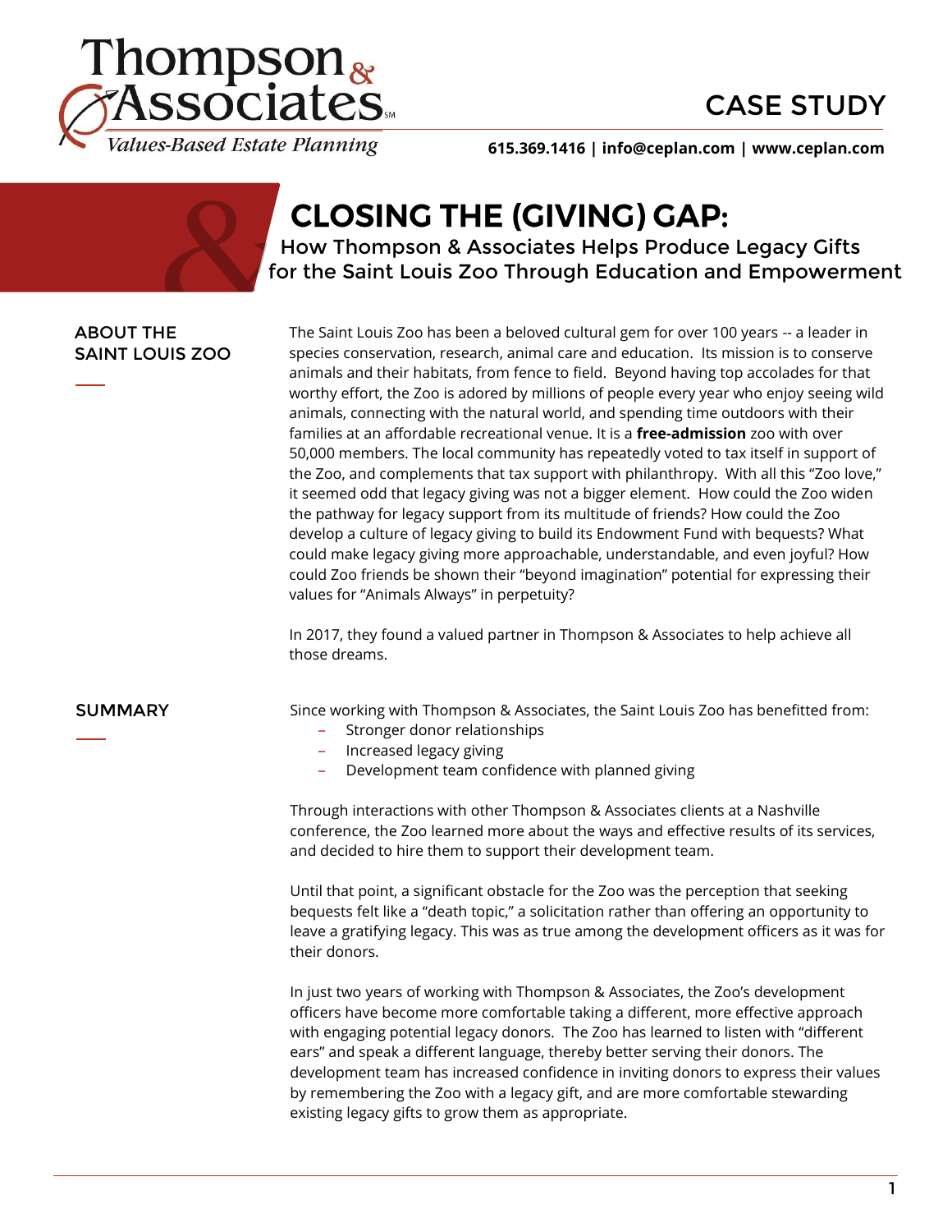Thompson & Associates

*Values-Based Estate Planning*

CASE STUDY

**615.369.1416 | info@ceplan.com | www.ceplan.com**

# CLOSING THE (GIVING) GAP:

## How Thompson & Associates Helps Produce Legacy Gifts for the Saint Louis Zoo Through Education and Empowerment

### ABOUT THE SAINT LOUIS ZOO

The Saint Louis Zoo has been a beloved cultural gem for over 100 years -- a leader in species conservation, research, animal care and education. Its mission is to conserve animals and their habitats, from fence to field. Beyond having top accolades for that worthy effort, the Zoo is adored by millions of people every year who enjoy seeing wild animals, connecting with the natural world, and spending time outdoors with their families at an affordable recreational venue. It is a **free-admission** zoo with over 50,000 members. The local community has repeatedly voted to tax itself in support of the Zoo, and complements that tax support with philanthropy. With all this "Zoo love," it seemed odd that legacy giving was not a bigger element. How could the Zoo widen the pathway for legacy support from its multitude of friends? How could the Zoo develop a culture of legacy giving to build its Endowment Fund with bequests? What could make legacy giving more approachable, understandable, and even joyful? How could Zoo friends be shown their "beyond imagination" potential for expressing their values for "Animals Always" in perpetuity?

In 2017, they found a valued partner in Thompson & Associates to help achieve all those dreams.

### SUMMARY

Since working with Thompson & Associates, the Saint Louis Zoo has benefitted from:

- Stronger donor relationships
- Increased legacy giving
- Development team confidence with planned giving

Through interactions with other Thompson & Associates clients at a Nashville conference, the Zoo learned more about the ways and effective results of its services, and decided to hire them to support their development team.

Until that point, a significant obstacle for the Zoo was the perception that seeking bequests felt like a "death topic," a solicitation rather than offering an opportunity to leave a gratifying legacy. This was as true among the development officers as it was for their donors.

In just two years of working with Thompson & Associates, the Zoo's development officers have become more comfortable taking a different, more effective approach with engaging potential legacy donors. The Zoo has learned to listen with "different ears" and speak a different language, thereby better serving their donors. The development team has increased confidence in inviting donors to express their values by remembering the Zoo with a legacy gift, and are more comfortable stewarding existing legacy gifts to grow them as appropriate.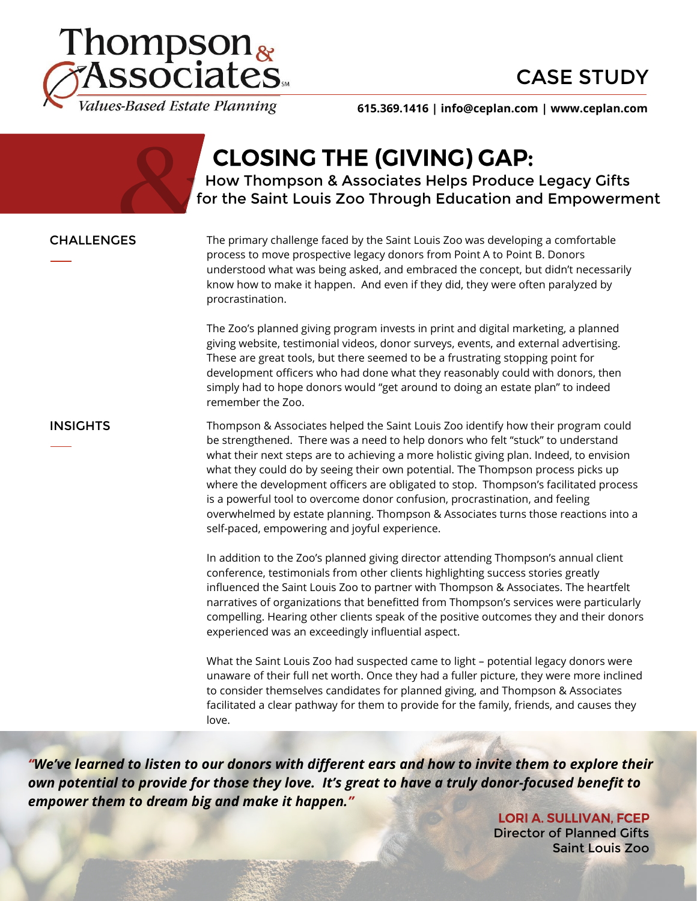Thompson & Associates

Values-Based Estate Planning

# CASE STUDY

**615.369.1416 | info@ceplan.com | www.ceplan.com**

## CLOSING THE (GIVING) GAP:

### How Thompson & Associates Helps Produce Legacy Gifts for the Saint Louis Zoo Through Education and Empowerment

### CHALLENGES

The primary challenge faced by the Saint Louis Zoo was developing a comfortable process to move prospective legacy donors from Point A to Point B. Donors understood what was being asked, and embraced the concept, but didn't necessarily know how to make it happen. And even if they did, they were often paralyzed by procrastination.

The Zoo's planned giving program invests in print and digital marketing, a planned giving website, testimonial videos, donor surveys, events, and external advertising. These are great tools, but there seemed to be a frustrating stopping point for development officers who had done what they reasonably could with donors, then simply had to hope donors would "get around to doing an estate plan" to indeed remember the Zoo.

### INSIGHTS

Thompson & Associates helped the Saint Louis Zoo identify how their program could be strengthened. There was a need to help donors who felt "stuck" to understand what their next steps are to achieving a more holistic giving plan. Indeed, to envision what they could do by seeing their own potential. The Thompson process picks up where the development officers are obligated to stop. Thompson's facilitated process is a powerful tool to overcome donor confusion, procrastination, and feeling overwhelmed by estate planning. Thompson & Associates turns those reactions into a self-paced, empowering and joyful experience.

In addition to the Zoo's planned giving director attending Thompson's annual client conference, testimonials from other clients highlighting success stories greatly influenced the Saint Louis Zoo to partner with Thompson & Associates. The heartfelt narratives of organizations that benefitted from Thompson's services were particularly compelling. Hearing other clients speak of the positive outcomes they and their donors experienced was an exceedingly influential aspect.

What the Saint Louis Zoo had suspected came to light – potential legacy donors were unaware of their full net worth. Once they had a fuller picture, they were more inclined to consider themselves candidates for planned giving, and Thompson & Associates facilitated a clear pathway for them to provide for the family, friends, and causes they love.

***"We've learned to listen to our donors with different ears and how to invite them to explore their own potential to provide for those they love. It's great to have a truly donor-focused benefit to empower them to dream big and make it happen."***

**LORI A. SULLIVAN, FCEP**
Director of Planned Gifts
Saint Louis Zoo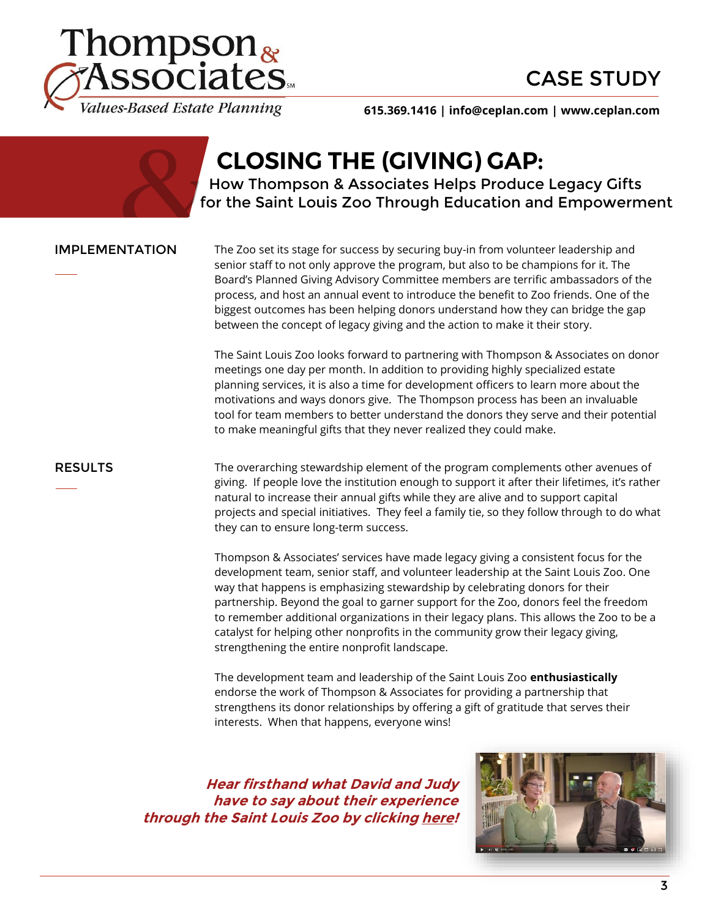# CLOSING THE (GIVING) GAP:

## How Thompson & Associates Helps Produce Legacy Gifts for the Saint Louis Zoo Through Education and Empowerment

### IMPLEMENTATION

The Zoo set its stage for success by securing buy-in from volunteer leadership and senior staff to not only approve the program, but also to be champions for it. The Board's Planned Giving Advisory Committee members are terrific ambassadors of the process, and host an annual event to introduce the benefit to Zoo friends. One of the biggest outcomes has been helping donors understand how they can bridge the gap between the concept of legacy giving and the action to make it their story.

The Saint Louis Zoo looks forward to partnering with Thompson & Associates on donor meetings one day per month. In addition to providing highly specialized estate planning services, it is also a time for development officers to learn more about the motivations and ways donors give. The Thompson process has been an invaluable tool for team members to better understand the donors they serve and their potential to make meaningful gifts that they never realized they could make.

### RESULTS

The overarching stewardship element of the program complements other avenues of giving. If people love the institution enough to support it after their lifetimes, it's rather natural to increase their annual gifts while they are alive and to support capital projects and special initiatives. They feel a family tie, so they follow through to do what they can to ensure long-term success.

Thompson & Associates' services have made legacy giving a consistent focus for the development team, senior staff, and volunteer leadership at the Saint Louis Zoo. One way that happens is emphasizing stewardship by celebrating donors for their partnership. Beyond the goal to garner support for the Zoo, donors feel the freedom to remember additional organizations in their legacy plans. This allows the Zoo to be a catalyst for helping other nonprofits in the community grow their legacy giving, strengthening the entire nonprofit landscape.

The development team and leadership of the Saint Louis Zoo **enthusiastically** endorse the work of Thompson & Associates for providing a partnership that strengthens its donor relationships by offering a gift of gratitude that serves their interests. When that happens, everyone wins!

***Hear firsthand what David and Judy have to say about their experience through the Saint Louis Zoo by clicking here!***